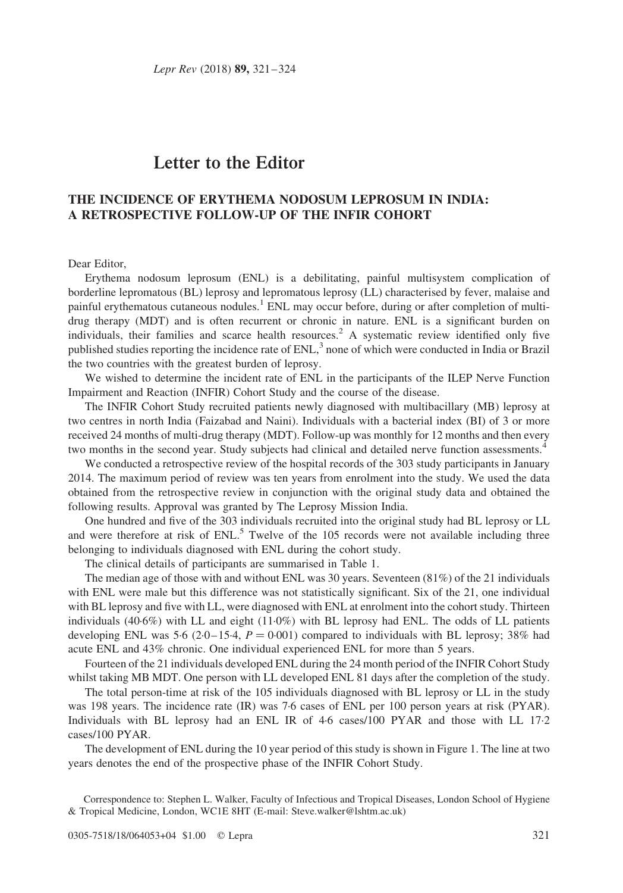# Letter to the Editor

## THE INCIDENCE OF ERYTHEMA NODOSUM LEPROSUM IN INDIA: A RETROSPECTIVE FOLLOW-UP OF THE INFIR COHORT

Dear Editor,

Erythema nodosum leprosum (ENL) is a debilitating, painful multisystem complication of borderline lepromatous (BL) leprosy and lepromatous leprosy (LL) characterised by fever, malaise and painful erythematous cutaneous nodules.[1] ENL may occur before, during or after completion of multi-drug therapy (MDT) and is often recurrent or chronic in nature. ENL is a significant burden on individuals, their families and scarce health resources.[2] A systematic review identified only five published studies reporting the incidence rate of ENL,[3] none of which were conducted in India or Brazil the two countries with the greatest burden of leprosy.

We wished to determine the incident rate of ENL in the participants of the ILEP Nerve Function Impairment and Reaction (INFIR) Cohort Study and the course of the disease.

The INFIR Cohort Study recruited patients newly diagnosed with multibacillary (MB) leprosy at two centres in north India (Faizabad and Naini). Individuals with a bacterial index (BI) of 3 or more received 24 months of multi-drug therapy (MDT). Follow-up was monthly for 12 months and then every two months in the second year. Study subjects had clinical and detailed nerve function assessments.[4]

We conducted a retrospective review of the hospital records of the 303 study participants in January 2014. The maximum period of review was ten years from enrolment into the study. We used the data obtained from the retrospective review in conjunction with the original study data and obtained the following results. Approval was granted by The Leprosy Mission India.

One hundred and five of the 303 individuals recruited into the original study had BL leprosy or LL and were therefore at risk of ENL.[5] Twelve of the 105 records were not available including three belonging to individuals diagnosed with ENL during the cohort study.

The clinical details of participants are summarised in Table 1.

The median age of those with and without ENL was 30 years. Seventeen (81%) of the 21 individuals with ENL were male but this difference was not statistically significant. Six of the 21, one individual with BL leprosy and five with LL, were diagnosed with ENL at enrolment into the cohort study. Thirteen individuals (40·6%) with LL and eight (11·0%) with BL leprosy had ENL. The odds of LL patients developing ENL was 5·6 (2·0–15·4, $P = 0{\cdot}001$) compared to individuals with BL leprosy; 38% had acute ENL and 43% chronic. One individual experienced ENL for more than 5 years.

Fourteen of the 21 individuals developed ENL during the 24 month period of the INFIR Cohort Study whilst taking MB MDT. One person with LL developed ENL 81 days after the completion of the study.

The total person-time at risk of the 105 individuals diagnosed with BL leprosy or LL in the study was 198 years. The incidence rate (IR) was 7·6 cases of ENL per 100 person years at risk (PYAR). Individuals with BL leprosy had an ENL IR of 4·6 cases/100 PYAR and those with LL 17·2 cases/100 PYAR.

The development of ENL during the 10 year period of this study is shown in Figure 1. The line at two years denotes the end of the prospective phase of the INFIR Cohort Study.

Correspondence to: Stephen L. Walker, Faculty of Infectious and Tropical Diseases, London School of Hygiene & Tropical Medicine, London, WC1E 8HT (E-mail: Steve.walker@lshtm.ac.uk)

0305-7518/18/064053+04 $1.00 © Lepra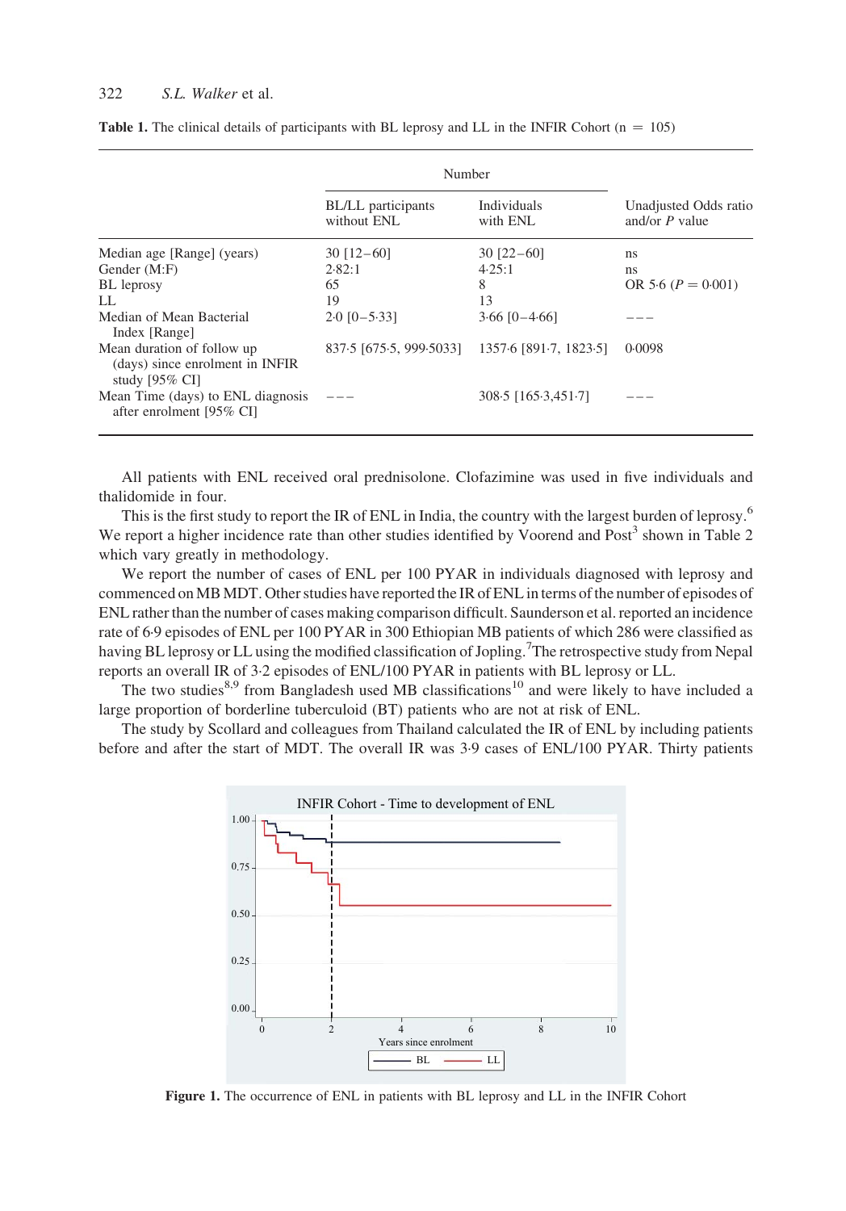**Table 1.** The clinical details of participants with BL leprosy and LL in the INFIR Cohort (n = 105)

| | Number | | |
|---|---|---|---|
| | BL/LL participants without ENL | Individuals with ENL | Unadjusted Odds ratio and/or *P* value |
| Median age [Range] (years) | 30 [12–60] | 30 [22–60] | ns |
| Gender (M:F) | 2·82:1 | 4·25:1 | ns |
| BL leprosy | 65 | 8 | OR 5·6 ($P = 0{\cdot}001$) |
| LL | 19 | 13 | |
| Median of Mean Bacterial Index [Range] | 2·0 [0–5·33] | 3·66 [0–4·66] | – – – |
| Mean duration of follow up (days) since enrolment in INFIR study [95% CI] | 837·5 [675·5, 999·5033] | 1357·6 [891·7, 1823·5] | 0·0098 |
| Mean Time (days) to ENL diagnosis after enrolment [95% CI] | – – – | 308·5 [165·3,451·7] | – – – |

All patients with ENL received oral prednisolone. Clofazimine was used in five individuals and thalidomide in four.

This is the first study to report the IR of ENL in India, the country with the largest burden of leprosy.[6] We report a higher incidence rate than other studies identified by Voorend and Post[3] shown in Table 2 which vary greatly in methodology.

We report the number of cases of ENL per 100 PYAR in individuals diagnosed with leprosy and commenced on MB MDT. Other studies have reported the IR of ENL in terms of the number of episodes of ENL rather than the number of cases making comparison difficult. Saunderson et al. reported an incidence rate of 6·9 episodes of ENL per 100 PYAR in 300 Ethiopian MB patients of which 286 were classified as having BL leprosy or LL using the modified classification of Jopling.[7] The retrospective study from Nepal reports an overall IR of 3·2 episodes of ENL/100 PYAR in patients with BL leprosy or LL.

The two studies[8,9] from Bangladesh used MB classifications[10] and were likely to have included a large proportion of borderline tuberculoid (BT) patients who are not at risk of ENL.

The study by Scollard and colleagues from Thailand calculated the IR of ENL by including patients before and after the start of MDT. The overall IR was 3·9 cases of ENL/100 PYAR. Thirty patients

**Figure 1.** The occurrence of ENL in patients with BL leprosy and LL in the INFIR Cohort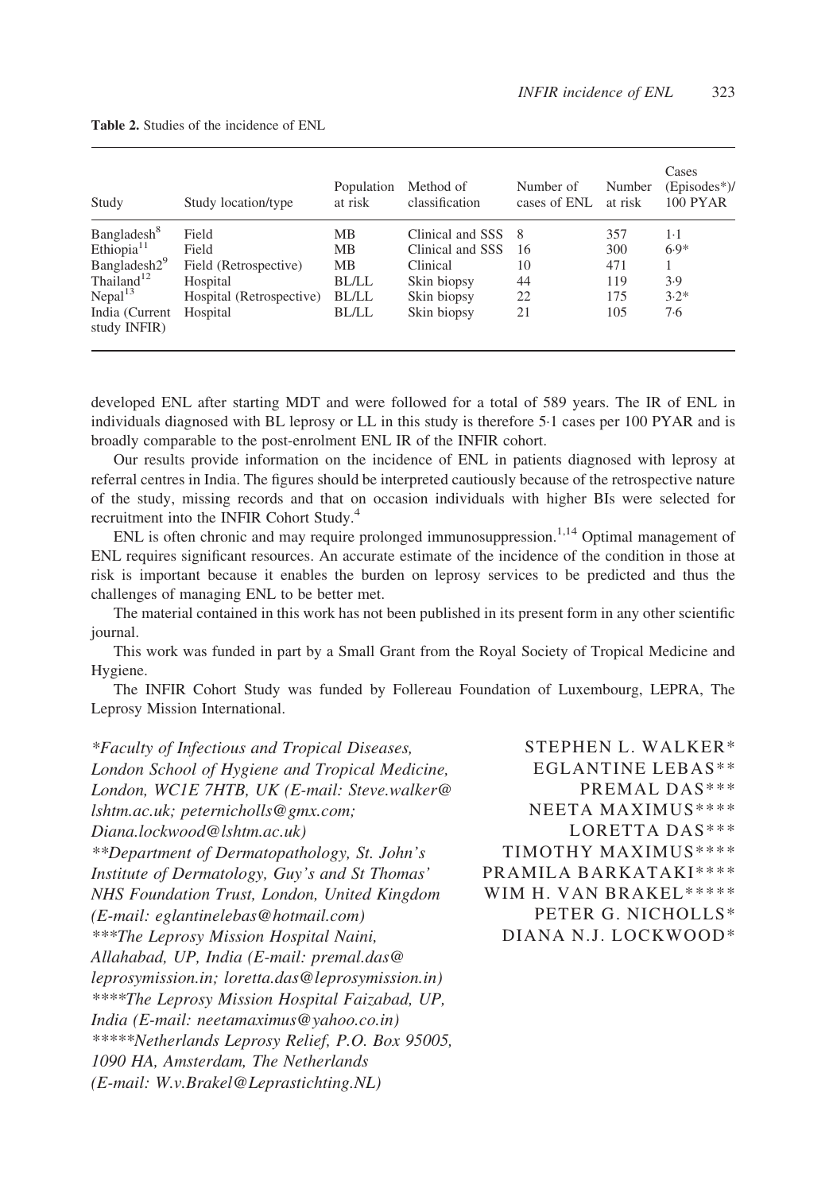**Table 2.** Studies of the incidence of ENL

| Study | Study location/type | Population at risk | Method of classification | Number of cases of ENL | Number at risk | Cases (Episodes*)/ 100 PYAR |
|---|---|---|---|---|---|---|
| Bangladesh[8] | Field | MB | Clinical and SSS | 8 | 357 | 1·1 |
| Ethiopia[11] | Field | MB | Clinical and SSS | 16 | 300 | 6·9* |
| Bangladesh2[9] | Field (Retrospective) | MB | Clinical | 10 | 471 | 1 |
| Thailand[12] | Hospital | BL/LL | Skin biopsy | 44 | 119 | 3·9 |
| Nepal[13] | Hospital (Retrospective) | BL/LL | Skin biopsy | 22 | 175 | 3·2* |
| India (Current study INFIR) | Hospital | BL/LL | Skin biopsy | 21 | 105 | 7·6 |

developed ENL after starting MDT and were followed for a total of 589 years. The IR of ENL in individuals diagnosed with BL leprosy or LL in this study is therefore 5·1 cases per 100 PYAR and is broadly comparable to the post-enrolment ENL IR of the INFIR cohort.

Our results provide information on the incidence of ENL in patients diagnosed with leprosy at referral centres in India. The figures should be interpreted cautiously because of the retrospective nature of the study, missing records and that on occasion individuals with higher BIs were selected for recruitment into the INFIR Cohort Study.[4]

ENL is often chronic and may require prolonged immunosuppression.[1,14] Optimal management of ENL requires significant resources. An accurate estimate of the incidence of the condition in those at risk is important because it enables the burden on leprosy services to be predicted and thus the challenges of managing ENL to be better met.

The material contained in this work has not been published in its present form in any other scientific journal.

This work was funded in part by a Small Grant from the Royal Society of Tropical Medicine and Hygiene.

The INFIR Cohort Study was funded by Follereau Foundation of Luxembourg, LEPRA, The Leprosy Mission International.

STEPHEN L. WALKER*
EGLANTINE LEBAS**
PREMAL DAS***
NEETA MAXIMUS****
LORETTA DAS***
TIMOTHY MAXIMUS****
PRAMILA BARKATAKI****
WIM H. VAN BRAKEL*****
PETER G. NICHOLLS*
DIANA N.J. LOCKWOOD*

*\*Faculty of Infectious and Tropical Diseases, London School of Hygiene and Tropical Medicine, London, WC1E 7HTB, UK (E-mail: Steve.walker@lshtm.ac.uk; peternicholls@gmx.com; Diana.lockwood@lshtm.ac.uk)*
*\*\*Department of Dermatopathology, St. John's Institute of Dermatology, Guy's and St Thomas' NHS Foundation Trust, London, United Kingdom (E-mail: eglantinelebas@hotmail.com)*
*\*\*\*The Leprosy Mission Hospital Naini, Allahabad, UP, India (E-mail: premal.das@leprosymission.in; loretta.das@leprosymission.in)*
*\*\*\*\*The Leprosy Mission Hospital Faizabad, UP, India (E-mail: neetamaximus@yahoo.co.in)*
*\*\*\*\*\*Netherlands Leprosy Relief, P.O. Box 95005, 1090 HA, Amsterdam, The Netherlands (E-mail: W.v.Brakel@Leprastichting.NL)*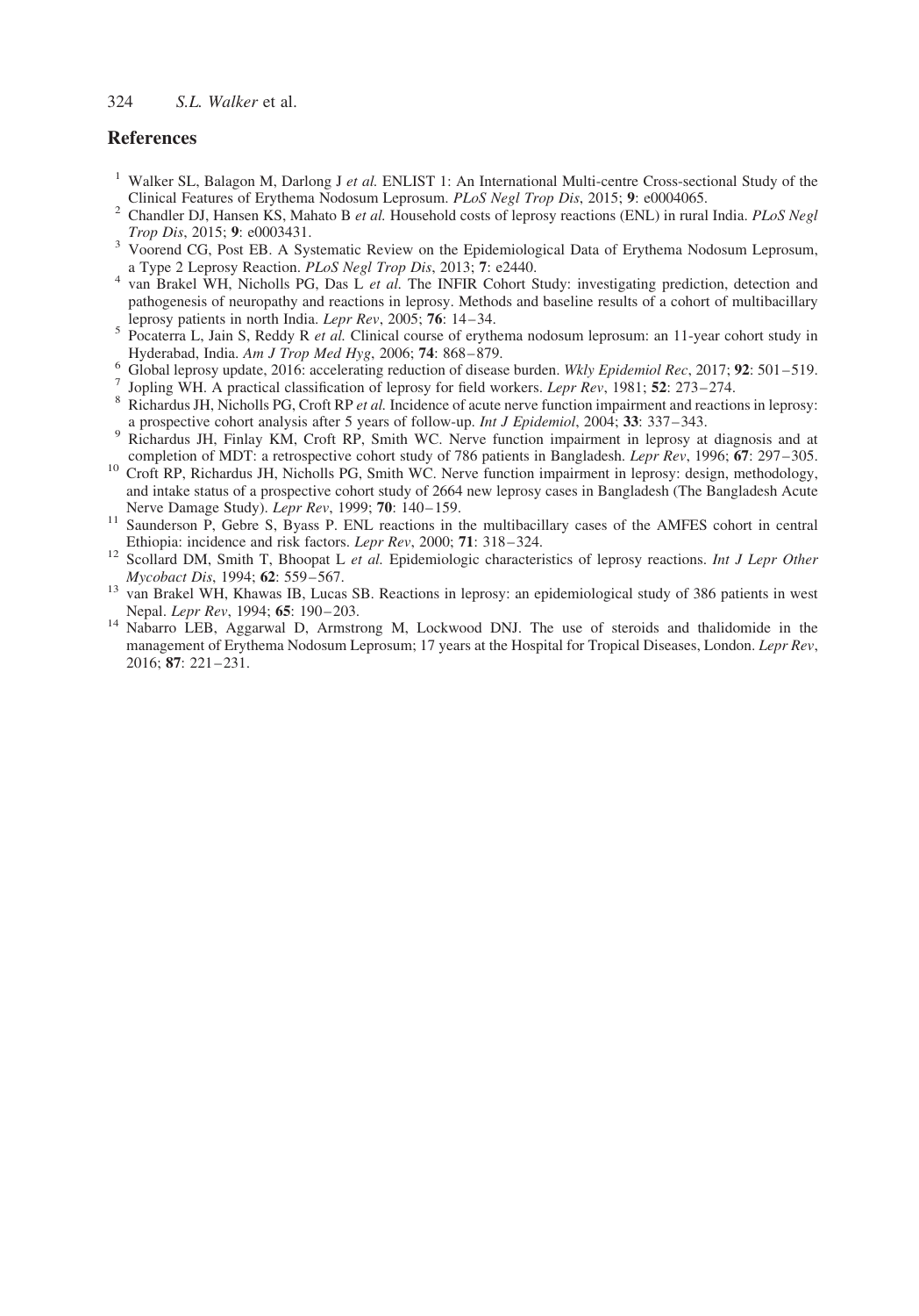## References

1. Walker SL, Balagon M, Darlong J *et al.* ENLIST 1: An International Multi-centre Cross-sectional Study of the Clinical Features of Erythema Nodosum Leprosum. *PLoS Negl Trop Dis*, 2015; **9**: e0004065.
2. Chandler DJ, Hansen KS, Mahato B *et al.* Household costs of leprosy reactions (ENL) in rural India. *PLoS Negl Trop Dis*, 2015; **9**: e0003431.
3. Voorend CG, Post EB. A Systematic Review on the Epidemiological Data of Erythema Nodosum Leprosum, a Type 2 Leprosy Reaction. *PLoS Negl Trop Dis*, 2013; **7**: e2440.
4. van Brakel WH, Nicholls PG, Das L *et al.* The INFIR Cohort Study: investigating prediction, detection and pathogenesis of neuropathy and reactions in leprosy. Methods and baseline results of a cohort of multibacillary leprosy patients in north India. *Lepr Rev*, 2005; **76**: 14–34.
5. Pocaterra L, Jain S, Reddy R *et al.* Clinical course of erythema nodosum leprosum: an 11-year cohort study in Hyderabad, India. *Am J Trop Med Hyg*, 2006; **74**: 868–879.
6. Global leprosy update, 2016: accelerating reduction of disease burden. *Wkly Epidemiol Rec*, 2017; **92**: 501–519.
7. Jopling WH. A practical classification of leprosy for field workers. *Lepr Rev*, 1981; **52**: 273–274.
8. Richardus JH, Nicholls PG, Croft RP *et al.* Incidence of acute nerve function impairment and reactions in leprosy: a prospective cohort analysis after 5 years of follow-up. *Int J Epidemiol*, 2004; **33**: 337–343.
9. Richardus JH, Finlay KM, Croft RP, Smith WC. Nerve function impairment in leprosy at diagnosis and at completion of MDT: a retrospective cohort study of 786 patients in Bangladesh. *Lepr Rev*, 1996; **67**: 297–305.
10. Croft RP, Richardus JH, Nicholls PG, Smith WC. Nerve function impairment in leprosy: design, methodology, and intake status of a prospective cohort study of 2664 new leprosy cases in Bangladesh (The Bangladesh Acute Nerve Damage Study). *Lepr Rev*, 1999; **70**: 140–159.
11. Saunderson P, Gebre S, Byass P. ENL reactions in the multibacillary cases of the AMFES cohort in central Ethiopia: incidence and risk factors. *Lepr Rev*, 2000; **71**: 318–324.
12. Scollard DM, Smith T, Bhoopat L *et al.* Epidemiologic characteristics of leprosy reactions. *Int J Lepr Other Mycobact Dis*, 1994; **62**: 559–567.
13. van Brakel WH, Khawas IB, Lucas SB. Reactions in leprosy: an epidemiological study of 386 patients in west Nepal. *Lepr Rev*, 1994; **65**: 190–203.
14. Nabarro LEB, Aggarwal D, Armstrong M, Lockwood DNJ. The use of steroids and thalidomide in the management of Erythema Nodosum Leprosum; 17 years at the Hospital for Tropical Diseases, London. *Lepr Rev*, 2016; **87**: 221–231.